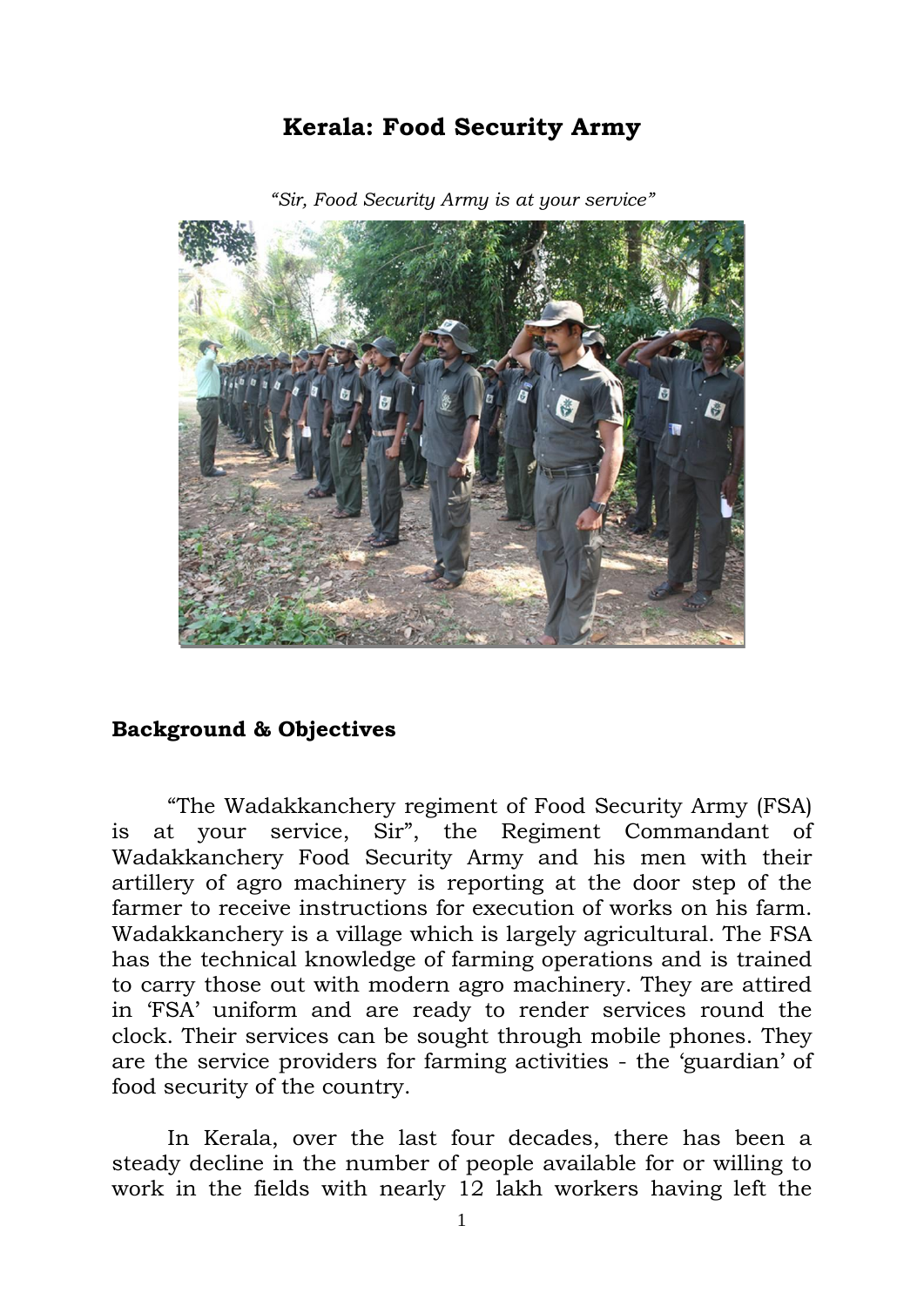# Kerala: Food Security Army

*"Sir, Food Security Army is at your service"*

## Background & Objectives

"The Wadakkanchery regiment of Food Security Army (FSA) is at your service, Sir", the Regiment Commandant of Wadakkanchery Food Security Army and his men with their artillery of agro machinery is reporting at the door step of the farmer to receive instructions for execution of works on his farm. Wadakkanchery is a village which is largely agricultural. The FSA has the technical knowledge of farming operations and is trained to carry those out with modern agro machinery. They are attired in 'FSA' uniform and are ready to render services round the clock. Their services can be sought through mobile phones. They are the service providers for farming activities - the 'guardian' of food security of the country.

In Kerala, over the last four decades, there has been a steady decline in the number of people available for or willing to work in the fields with nearly 12 lakh workers having left the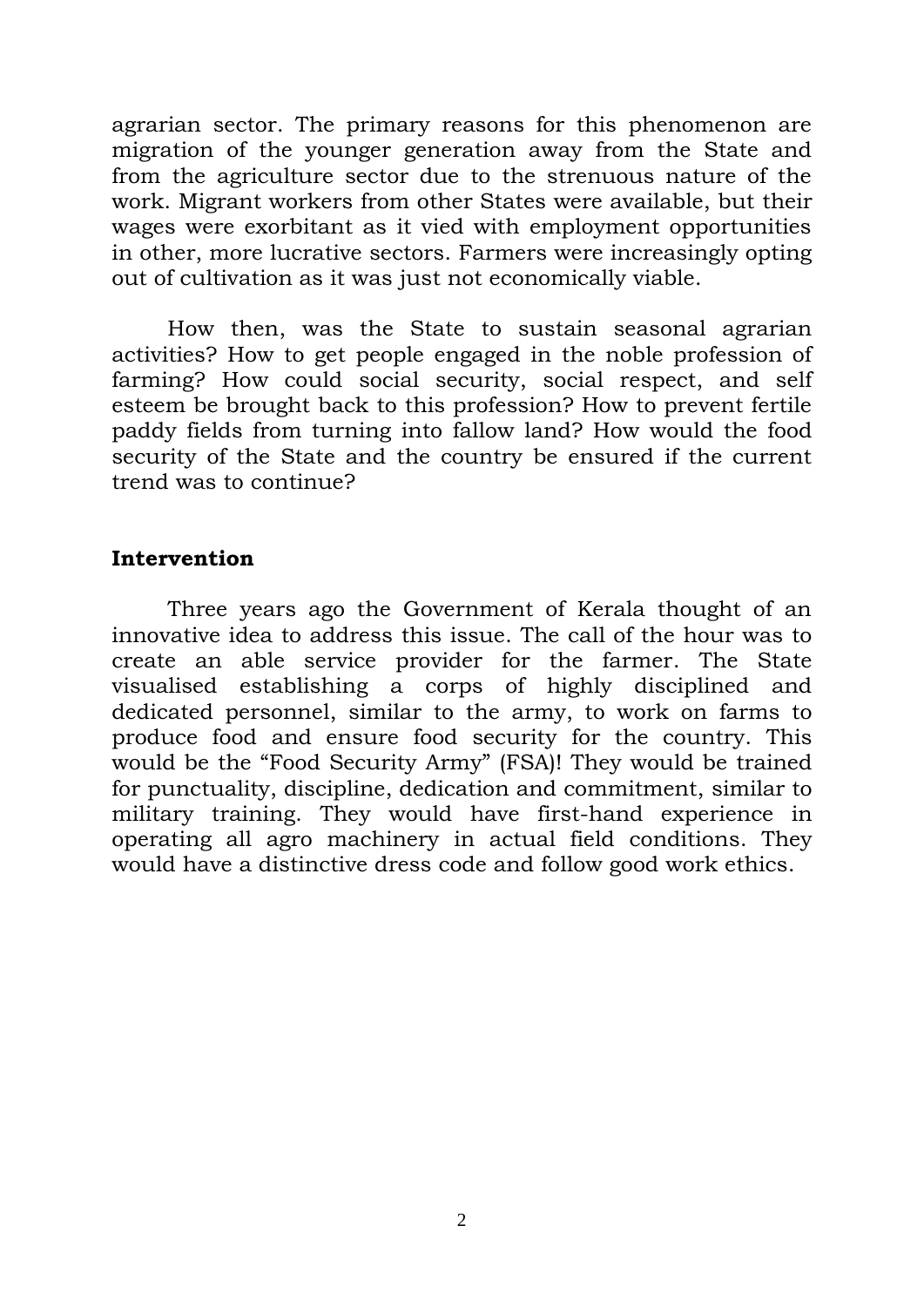agrarian sector. The primary reasons for this phenomenon are migration of the younger generation away from the State and from the agriculture sector due to the strenuous nature of the work. Migrant workers from other States were available, but their wages were exorbitant as it vied with employment opportunities in other, more lucrative sectors. Farmers were increasingly opting out of cultivation as it was just not economically viable.

How then, was the State to sustain seasonal agrarian activities? How to get people engaged in the noble profession of farming? How could social security, social respect, and self esteem be brought back to this profession? How to prevent fertile paddy fields from turning into fallow land? How would the food security of the State and the country be ensured if the current trend was to continue?

## Intervention

Three years ago the Government of Kerala thought of an innovative idea to address this issue. The call of the hour was to create an able service provider for the farmer. The State visualised establishing a corps of highly disciplined and dedicated personnel, similar to the army, to work on farms to produce food and ensure food security for the country. This would be the "Food Security Army" (FSA)! They would be trained for punctuality, discipline, dedication and commitment, similar to military training. They would have first-hand experience in operating all agro machinery in actual field conditions. They would have a distinctive dress code and follow good work ethics.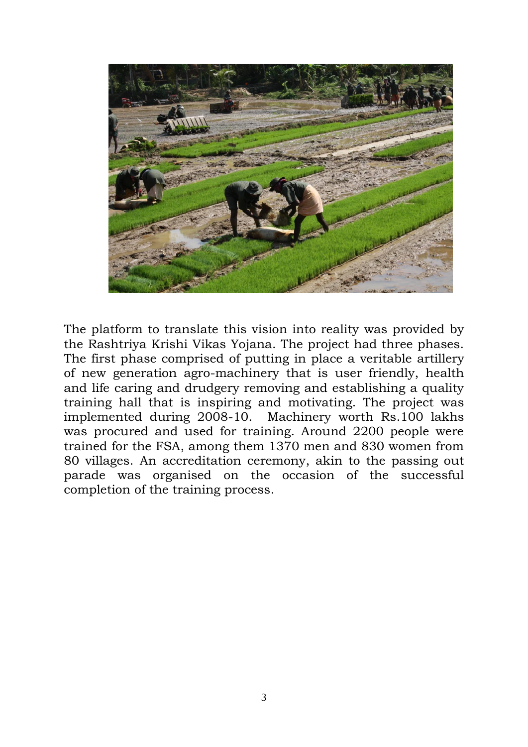The platform to translate this vision into reality was provided by the Rashtriya Krishi Vikas Yojana. The project had three phases. The first phase comprised of putting in place a veritable artillery of new generation agro-machinery that is user friendly, health and life caring and drudgery removing and establishing a quality training hall that is inspiring and motivating. The project was implemented during 2008-10. Machinery worth Rs.100 lakhs was procured and used for training. Around 2200 people were trained for the FSA, among them 1370 men and 830 women from 80 villages. An accreditation ceremony, akin to the passing out parade was organised on the occasion of the successful completion of the training process.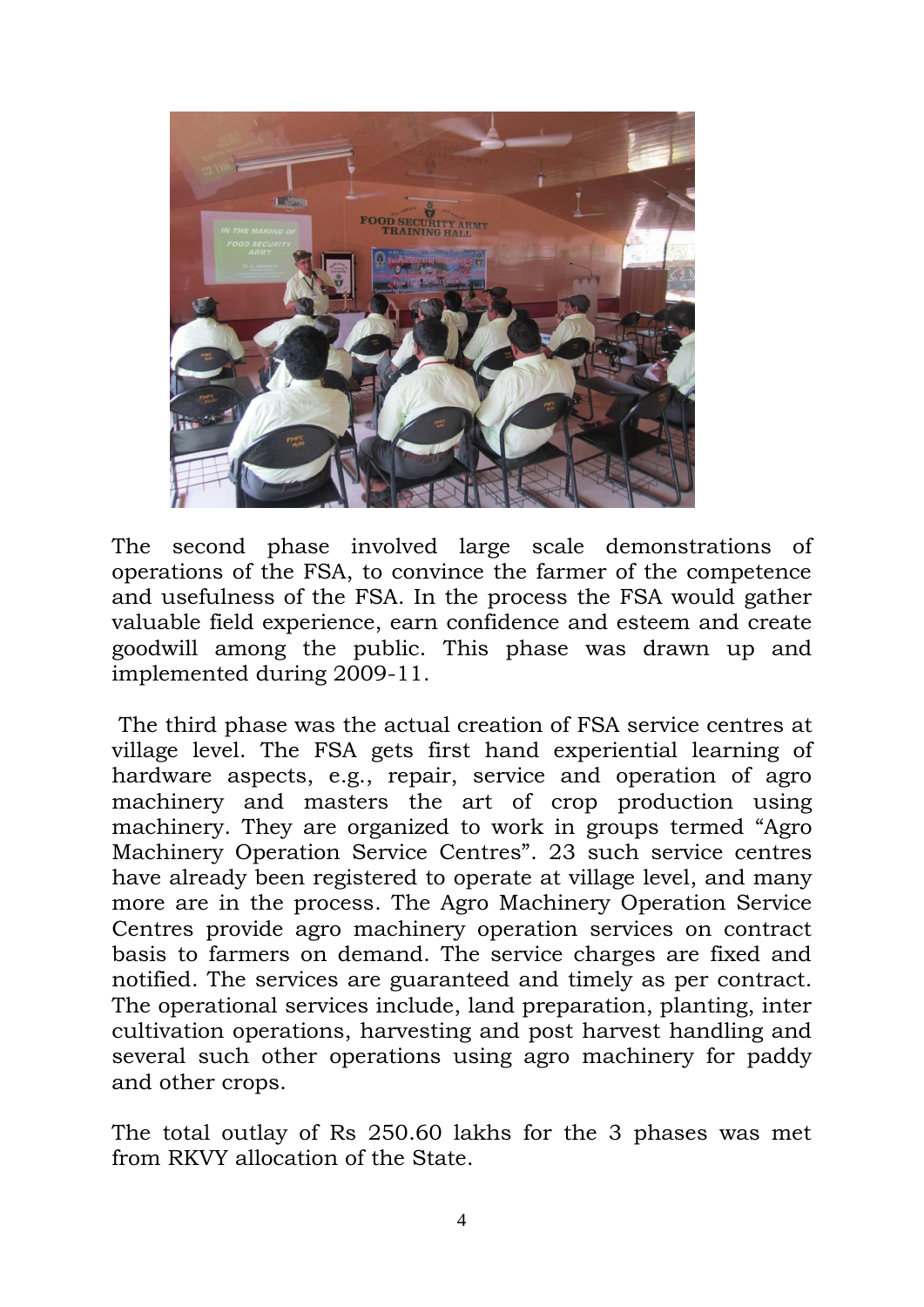The second phase involved large scale demonstrations of operations of the FSA, to convince the farmer of the competence and usefulness of the FSA. In the process the FSA would gather valuable field experience, earn confidence and esteem and create goodwill among the public. This phase was drawn up and implemented during 2009-11.

The third phase was the actual creation of FSA service centres at village level. The FSA gets first hand experiential learning of hardware aspects, e.g., repair, service and operation of agro machinery and masters the art of crop production using machinery. They are organized to work in groups termed "Agro Machinery Operation Service Centres". 23 such service centres have already been registered to operate at village level, and many more are in the process. The Agro Machinery Operation Service Centres provide agro machinery operation services on contract basis to farmers on demand. The service charges are fixed and notified. The services are guaranteed and timely as per contract. The operational services include, land preparation, planting, inter cultivation operations, harvesting and post harvest handling and several such other operations using agro machinery for paddy and other crops.

The total outlay of Rs 250.60 lakhs for the 3 phases was met from RKVY allocation of the State.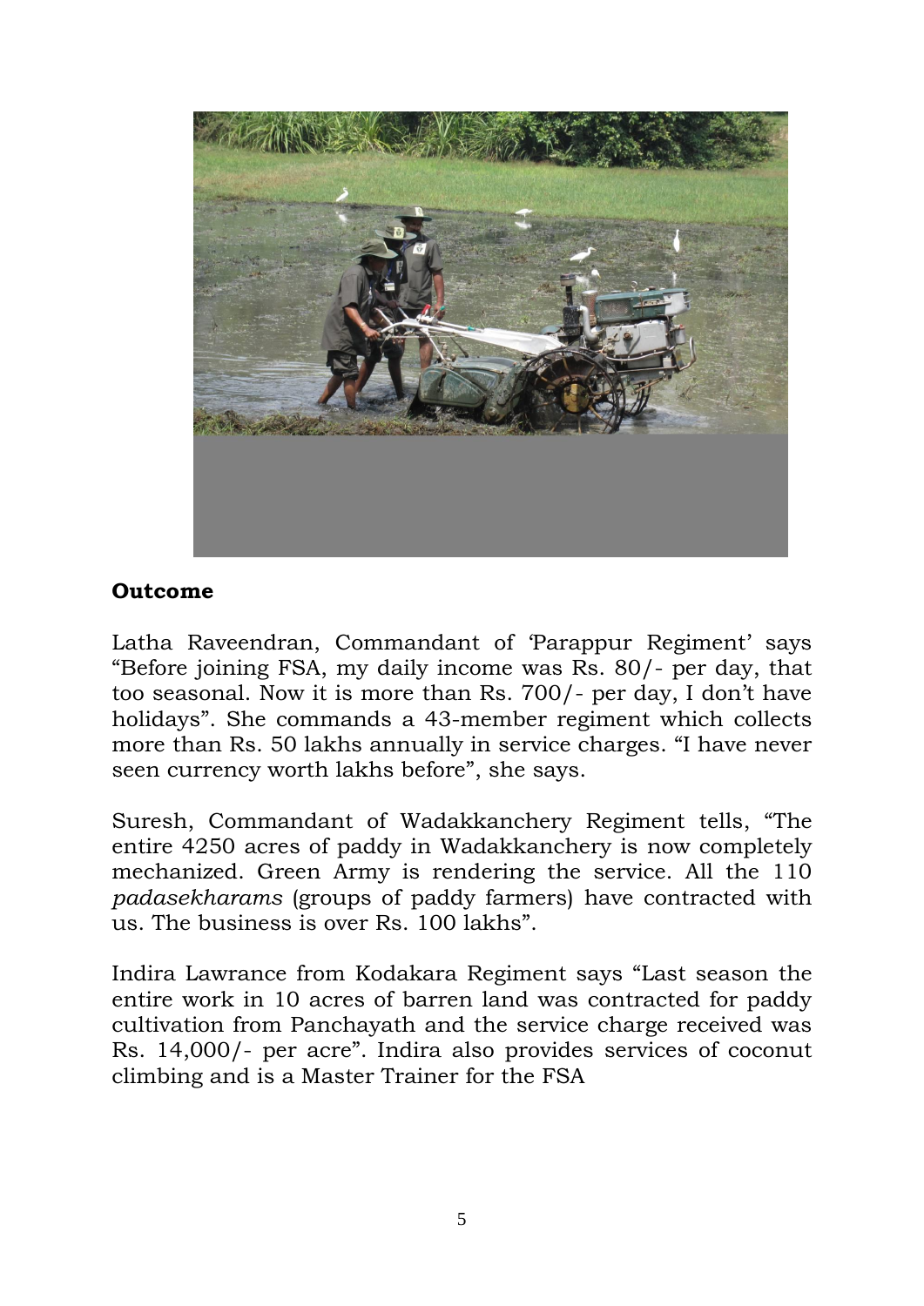## Outcome

Latha Raveendran, Commandant of 'Parappur Regiment' says "Before joining FSA, my daily income was Rs. 80/- per day, that too seasonal. Now it is more than Rs. 700/- per day, I don't have holidays". She commands a 43-member regiment which collects more than Rs. 50 lakhs annually in service charges. "I have never seen currency worth lakhs before", she says.

Suresh, Commandant of Wadakkanchery Regiment tells, "The entire 4250 acres of paddy in Wadakkanchery is now completely mechanized. Green Army is rendering the service. All the 110 *padasekharams* (groups of paddy farmers) have contracted with us. The business is over Rs. 100 lakhs".

Indira Lawrance from Kodakara Regiment says "Last season the entire work in 10 acres of barren land was contracted for paddy cultivation from Panchayath and the service charge received was Rs. 14,000/- per acre". Indira also provides services of coconut climbing and is a Master Trainer for the FSA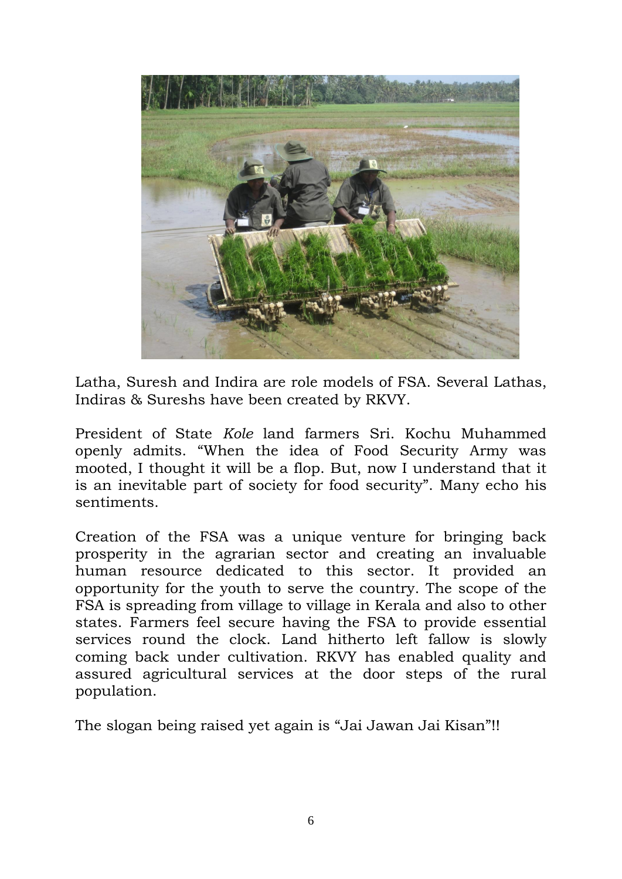Latha, Suresh and Indira are role models of FSA. Several Lathas, Indiras & Sureshs have been created by RKVY.

President of State *Kole* land farmers Sri. Kochu Muhammed openly admits. "When the idea of Food Security Army was mooted, I thought it will be a flop. But, now I understand that it is an inevitable part of society for food security". Many echo his sentiments.

Creation of the FSA was a unique venture for bringing back prosperity in the agrarian sector and creating an invaluable human resource dedicated to this sector. It provided an opportunity for the youth to serve the country. The scope of the FSA is spreading from village to village in Kerala and also to other states. Farmers feel secure having the FSA to provide essential services round the clock. Land hitherto left fallow is slowly coming back under cultivation. RKVY has enabled quality and assured agricultural services at the door steps of the rural population.

The slogan being raised yet again is "Jai Jawan Jai Kisan"!!